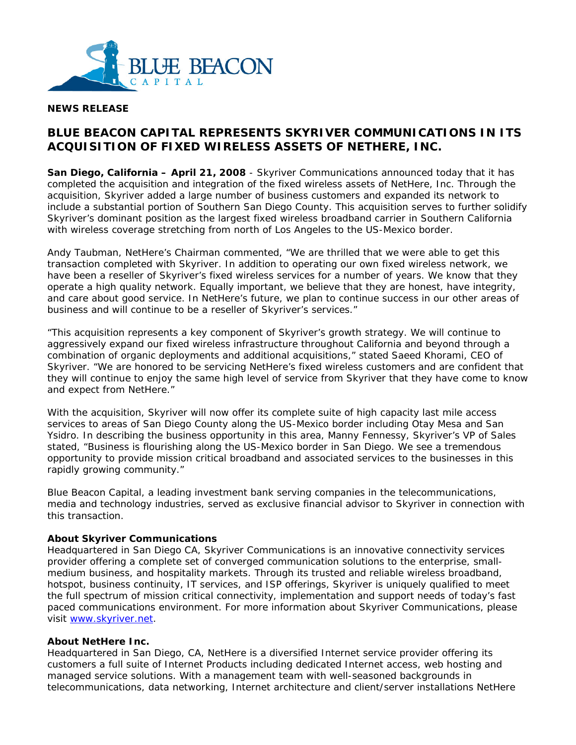**NEWS RELEASE**

# BLUE BEACON CAPITAL REPRESENTS SKYRIVER COMMUNICATIONS IN ITS ACQUISITION OF FIXED WIRELESS ASSETS OF NETHERE, INC.

**San Diego, California – April 21, 2008** - Skyriver Communications announced today that it has completed the acquisition and integration of the fixed wireless assets of NetHere, Inc. Through the acquisition, Skyriver added a large number of business customers and expanded its network to include a substantial portion of Southern San Diego County. This acquisition serves to further solidify Skyriver's dominant position as the largest fixed wireless broadband carrier in Southern California with wireless coverage stretching from north of Los Angeles to the US-Mexico border.

Andy Taubman, NetHere's Chairman commented, "We are thrilled that we were able to get this transaction completed with Skyriver. In addition to operating our own fixed wireless network, we have been a reseller of Skyriver's fixed wireless services for a number of years. We know that they operate a high quality network. Equally important, we believe that they are honest, have integrity, and care about good service. In NetHere's future, we plan to continue success in our other areas of business and will continue to be a reseller of Skyriver's services."

"This acquisition represents a key component of Skyriver's growth strategy. We will continue to aggressively expand our fixed wireless infrastructure throughout California and beyond through a combination of organic deployments and additional acquisitions," stated Saeed Khorami, CEO of Skyriver. "We are honored to be servicing NetHere's fixed wireless customers and are confident that they will continue to enjoy the same high level of service from Skyriver that they have come to know and expect from NetHere."

With the acquisition, Skyriver will now offer its complete suite of high capacity last mile access services to areas of San Diego County along the US-Mexico border including Otay Mesa and San Ysidro. In describing the business opportunity in this area, Manny Fennessy, Skyriver's VP of Sales stated, "Business is flourishing along the US-Mexico border in San Diego. We see a tremendous opportunity to provide mission critical broadband and associated services to the businesses in this rapidly growing community."

Blue Beacon Capital, a leading investment bank serving companies in the telecommunications, media and technology industries, served as exclusive financial advisor to Skyriver in connection with this transaction.

**About Skyriver Communications**

Headquartered in San Diego CA, Skyriver Communications is an innovative connectivity services provider offering a complete set of converged communication solutions to the enterprise, small-medium business, and hospitality markets. Through its trusted and reliable wireless broadband, hotspot, business continuity, IT services, and ISP offerings, Skyriver is uniquely qualified to meet the full spectrum of mission critical connectivity, implementation and support needs of today's fast paced communications environment. For more information about Skyriver Communications, please visit www.skyriver.net.

**About NetHere Inc.**

Headquartered in San Diego, CA, NetHere is a diversified Internet service provider offering its customers a full suite of Internet Products including dedicated Internet access, web hosting and managed service solutions. With a management team with well-seasoned backgrounds in telecommunications, data networking, Internet architecture and client/server installations NetHere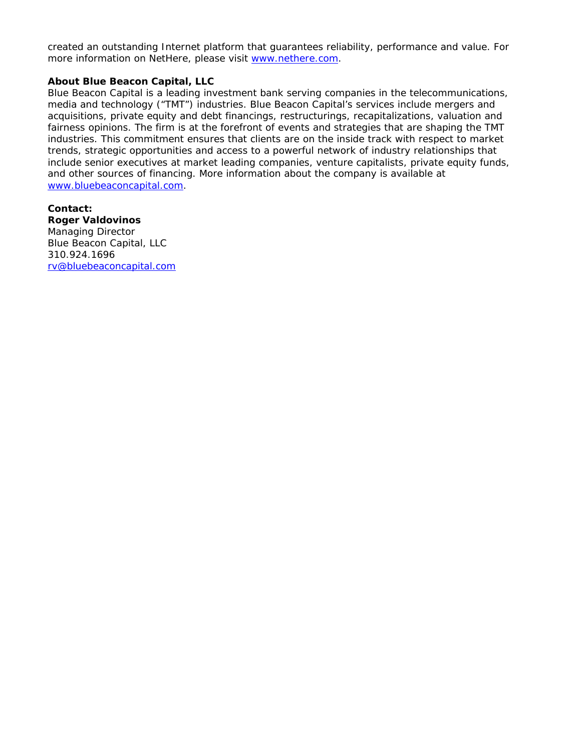created an outstanding Internet platform that guarantees reliability, performance and value. For more information on NetHere, please visit [www.nethere.com](http://www.nethere.com).

**About Blue Beacon Capital, LLC**

Blue Beacon Capital is a leading investment bank serving companies in the telecommunications, media and technology ("TMT") industries. Blue Beacon Capital's services include mergers and acquisitions, private equity and debt financings, restructurings, recapitalizations, valuation and fairness opinions. The firm is at the forefront of events and strategies that are shaping the TMT industries. This commitment ensures that clients are on the inside track with respect to market trends, strategic opportunities and access to a powerful network of industry relationships that include senior executives at market leading companies, venture capitalists, private equity funds, and other sources of financing. More information about the company is available at [www.bluebeaconcapital.com](http://www.bluebeaconcapital.com).

**Contact:**
**Roger Valdovinos**
Managing Director
Blue Beacon Capital, LLC
310.924.1696
[rv@bluebeaconcapital.com](mailto:rv@bluebeaconcapital.com)